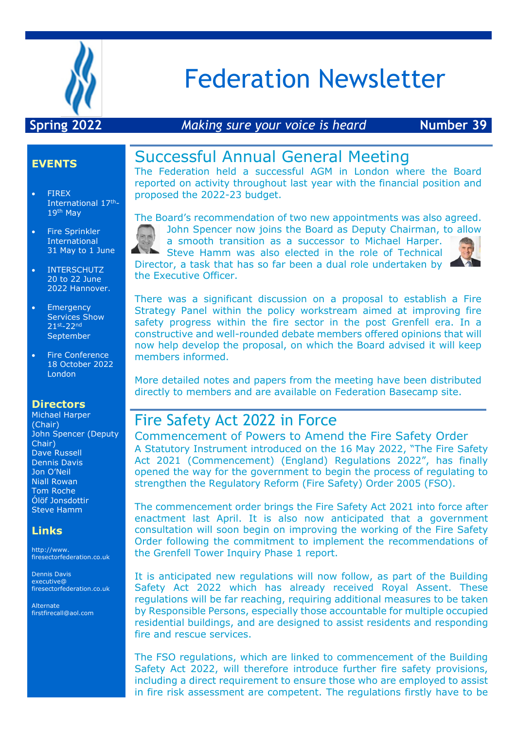# Federation Newsletter

**Spring 2022** *Making sure your voice is heard* **Number 39**

## Successful Annual General Meeting

The Federation held a successful AGM in London where the Board reported on activity throughout last year with the financial position and proposed the 2022-23 budget.

The Board's recommendation of two new appointments was also agreed. John Spencer now joins the Board as Deputy Chairman, to allow a smooth transition as a successor to Michael Harper. Steve Hamm was also elected in the role of Technical Director, a task that has so far been a dual role undertaken by the Executive Officer.

There was a significant discussion on a proposal to establish a Fire Strategy Panel within the policy workstream aimed at improving fire safety progress within the fire sector in the post Grenfell era. In a constructive and well-rounded debate members offered opinions that will now help develop the proposal, on which the Board advised it will keep members informed.

More detailed notes and papers from the meeting have been distributed directly to members and are available on Federation Basecamp site.

## Fire Safety Act 2022 in Force

### Commencement of Powers to Amend the Fire Safety Order

A Statutory Instrument introduced on the 16 May 2022, "The Fire Safety Act 2021 (Commencement) (England) Regulations 2022", has finally opened the way for the government to begin the process of regulating to strengthen the Regulatory Reform (Fire Safety) Order 2005 (FSO).

The commencement order brings the Fire Safety Act 2021 into force after enactment last April. It is also now anticipated that a government consultation will soon begin on improving the working of the Fire Safety Order following the commitment to implement the recommendations of the Grenfell Tower Inquiry Phase 1 report.

It is anticipated new regulations will now follow, as part of the Building Safety Act 2022 which has already received Royal Assent. These regulations will be far reaching, requiring additional measures to be taken by Responsible Persons, especially those accountable for multiple occupied residential buildings, and are designed to assist residents and responding fire and rescue services.

The FSO regulations, which are linked to commencement of the Building Safety Act 2022, will therefore introduce further fire safety provisions, including a direct requirement to ensure those who are employed to assist in fire risk assessment are competent. The regulations firstly have to be

## EVENTS

- FIREX International 17th-19th May
- Fire Sprinkler International 31 May to 1 June
- INTERSCHUTZ 20 to 22 June 2022 Hannover.
- Emergency Services Show 21st-22nd September
- Fire Conference 18 October 2022 London

## Directors

Michael Harper (Chair)
John Spencer (Deputy Chair)
Dave Russell
Dennis Davis
Jon O'Neil
Niall Rowan
Tom Roche
Ólöf Jonsdottir
Steve Hamm

## Links

http://www.firesectorfederation.co.uk

Dennis Davis
executive@firesectorfederation.co.uk

Alternate
firstfirecall@aol.com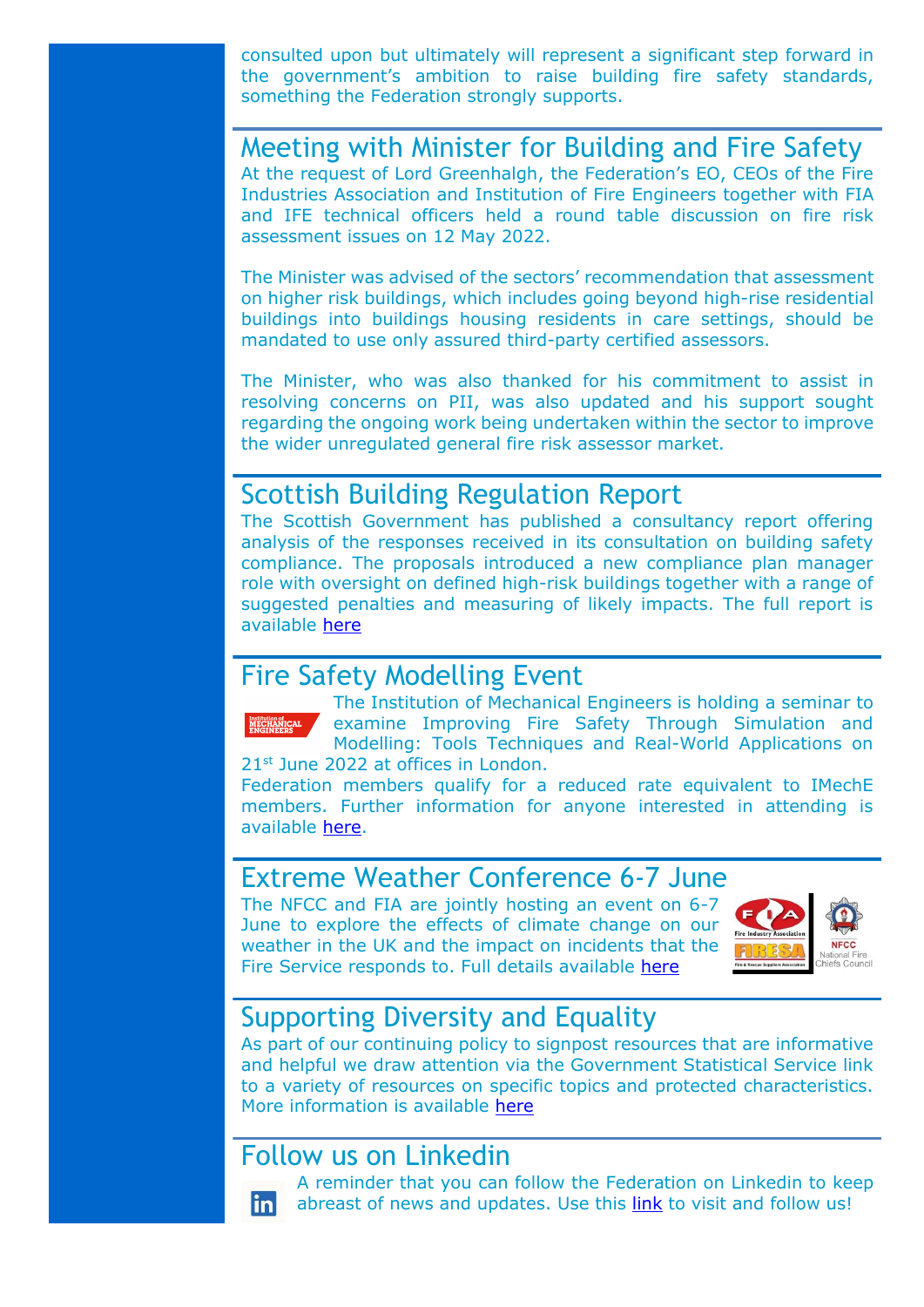consulted upon but ultimately will represent a significant step forward in the government's ambition to raise building fire safety standards, something the Federation strongly supports.

## Meeting with Minister for Building and Fire Safety

At the request of Lord Greenhalgh, the Federation's EO, CEOs of the Fire Industries Association and Institution of Fire Engineers together with FIA and IFE technical officers held a round table discussion on fire risk assessment issues on 12 May 2022.

The Minister was advised of the sectors' recommendation that assessment on higher risk buildings, which includes going beyond high-rise residential buildings into buildings housing residents in care settings, should be mandated to use only assured third-party certified assessors.

The Minister, who was also thanked for his commitment to assist in resolving concerns on PII, was also updated and his support sought regarding the ongoing work being undertaken within the sector to improve the wider unregulated general fire risk assessor market.

## Scottish Building Regulation Report

The Scottish Government has published a consultancy report offering analysis of the responses received in its consultation on building safety compliance. The proposals introduced a new compliance plan manager role with oversight on defined high-risk buildings together with a range of suggested penalties and measuring of likely impacts. The full report is available here

## Fire Safety Modelling Event

The Institution of Mechanical Engineers is holding a seminar to examine Improving Fire Safety Through Simulation and Modelling: Tools Techniques and Real-World Applications on 21st June 2022 at offices in London.

Federation members qualify for a reduced rate equivalent to IMechE members. Further information for anyone interested in attending is available here.

## Extreme Weather Conference 6-7 June

The NFCC and FIA are jointly hosting an event on 6-7 June to explore the effects of climate change on our weather in the UK and the impact on incidents that the Fire Service responds to. Full details available here

## Supporting Diversity and Equality

As part of our continuing policy to signpost resources that are informative and helpful we draw attention via the Government Statistical Service link to a variety of resources on specific topics and protected characteristics. More information is available here

## Follow us on Linkedin

A reminder that you can follow the Federation on Linkedin to keep abreast of news and updates. Use this link to visit and follow us!